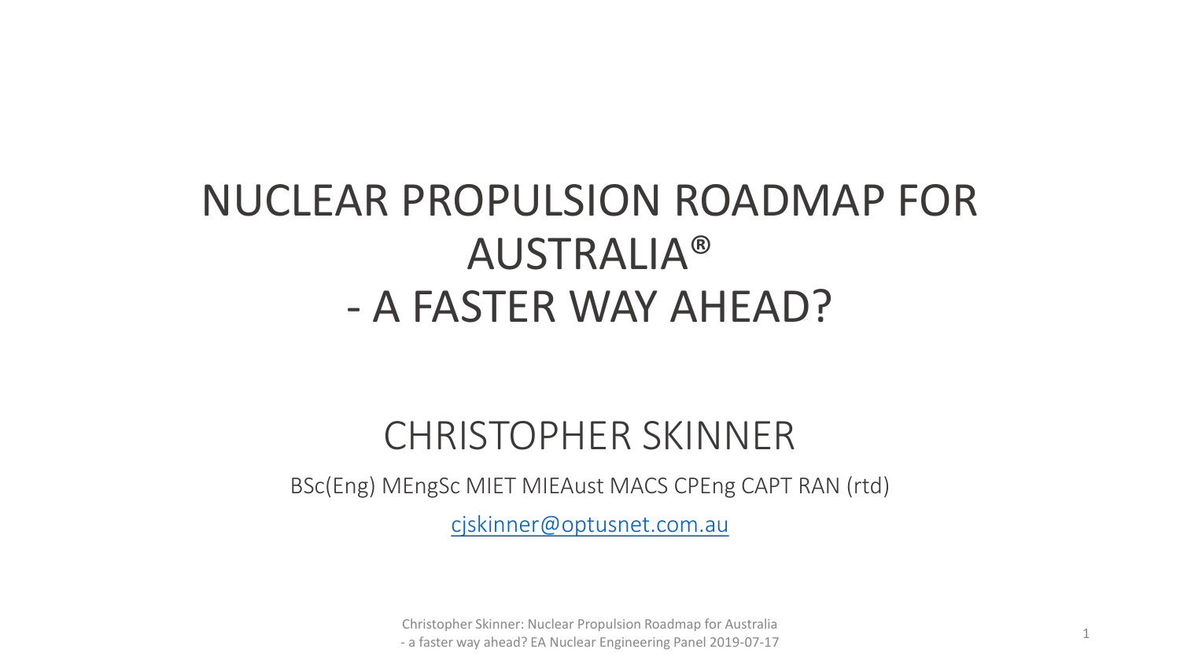# NUCLEAR PROPULSION ROADMAP FOR AUSTRALIA®
# - A FASTER WAY AHEAD?

## CHRISTOPHER SKINNER

BSc(Eng) MEngSc MIET MIEAust MACS CPEng CAPT RAN (rtd)

cjskinner@optusnet.com.au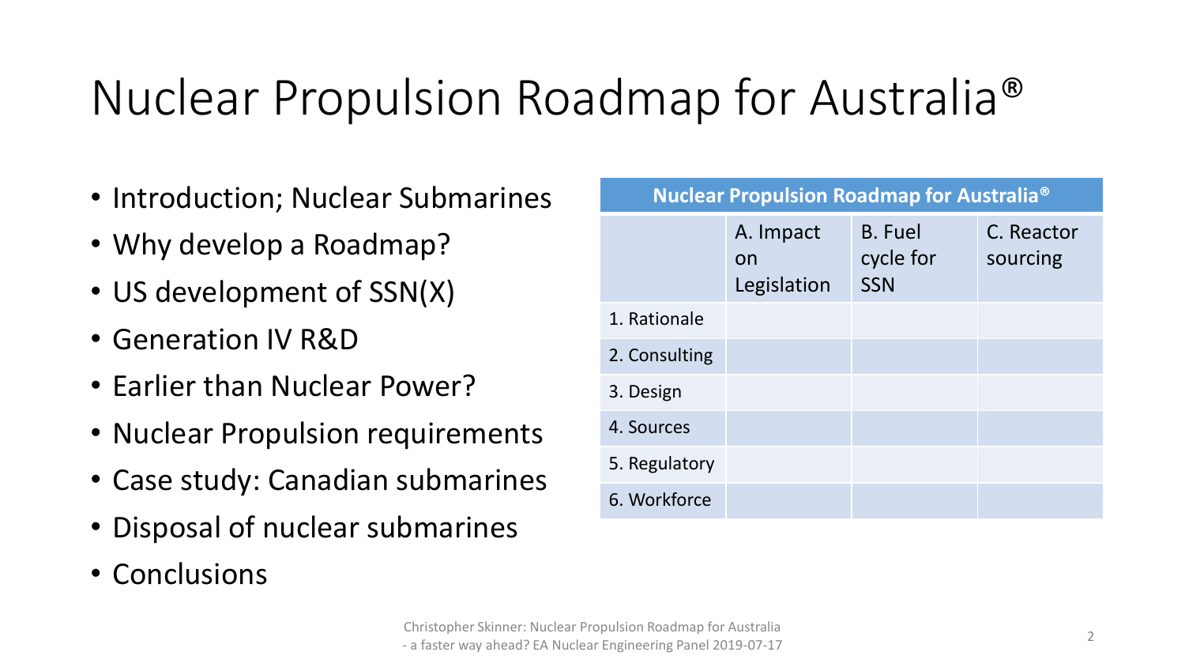# Nuclear Propulsion Roadmap for Australia®

- Introduction; Nuclear Submarines
- Why develop a Roadmap?
- US development of SSN(X)
- Generation IV R&D
- Earlier than Nuclear Power?
- Nuclear Propulsion requirements
- Case study: Canadian submarines
- Disposal of nuclear submarines
- Conclusions

| Nuclear Propulsion Roadmap for Australia® | | | |
|---|---|---|---|
| | A. Impact on Legislation | B. Fuel cycle for SSN | C. Reactor sourcing |
| 1. Rationale | | | |
| 2. Consulting | | | |
| 3. Design | | | |
| 4. Sources | | | |
| 5. Regulatory | | | |
| 6. Workforce | | | |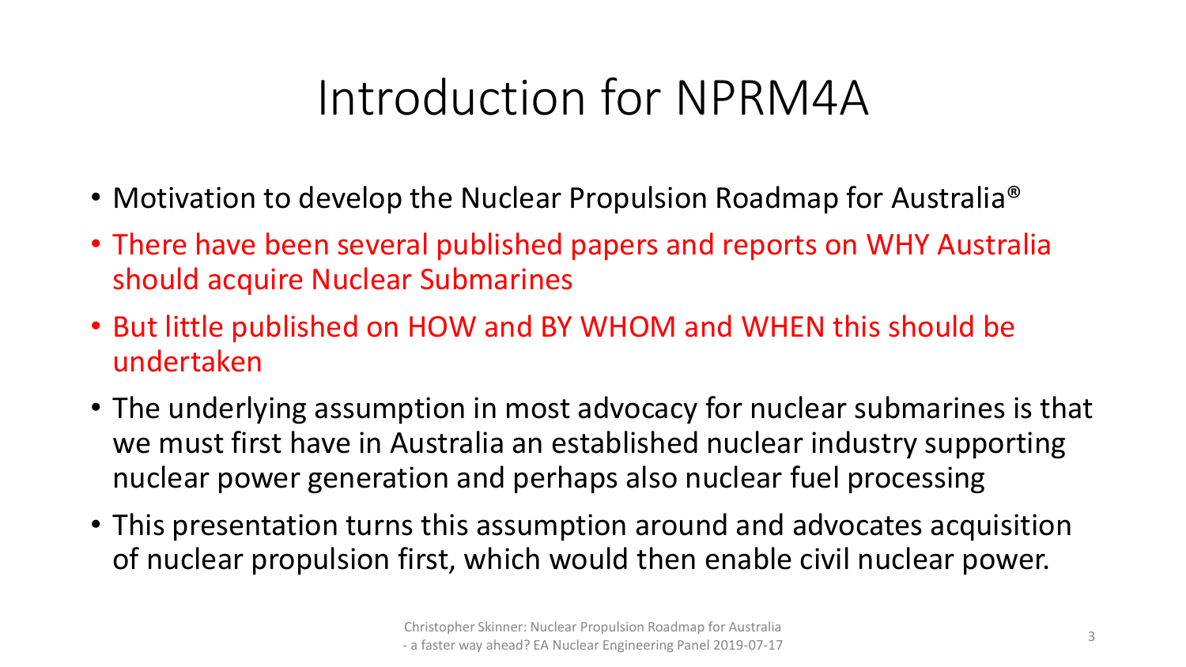# Introduction for NPRM4A

- Motivation to develop the Nuclear Propulsion Roadmap for Australia®
- There have been several published papers and reports on WHY Australia should acquire Nuclear Submarines
- But little published on HOW and BY WHOM and WHEN this should be undertaken
- The underlying assumption in most advocacy for nuclear submarines is that we must first have in Australia an established nuclear industry supporting nuclear power generation and perhaps also nuclear fuel processing
- This presentation turns this assumption around and advocates acquisition of nuclear propulsion first, which would then enable civil nuclear power.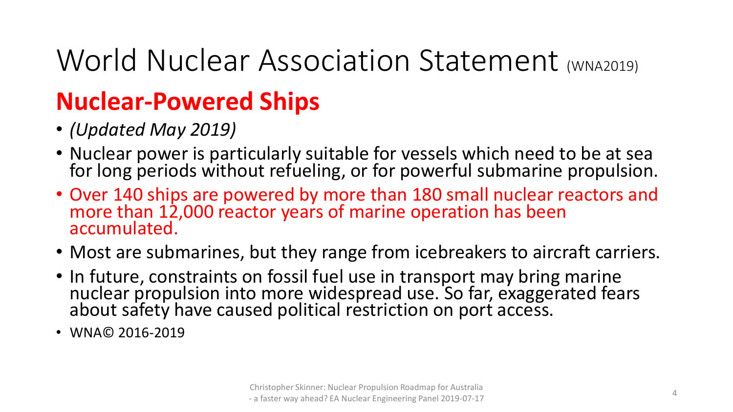# World Nuclear Association Statement (WNA2019)

## Nuclear-Powered Ships

- *(Updated May 2019)*
- Nuclear power is particularly suitable for vessels which need to be at sea for long periods without refueling, or for powerful submarine propulsion.
- Over 140 ships are powered by more than 180 small nuclear reactors and more than 12,000 reactor years of marine operation has been accumulated.
- Most are submarines, but they range from icebreakers to aircraft carriers.
- In future, constraints on fossil fuel use in transport may bring marine nuclear propulsion into more widespread use. So far, exaggerated fears about safety have caused political restriction on port access.
- WNA© 2016-2019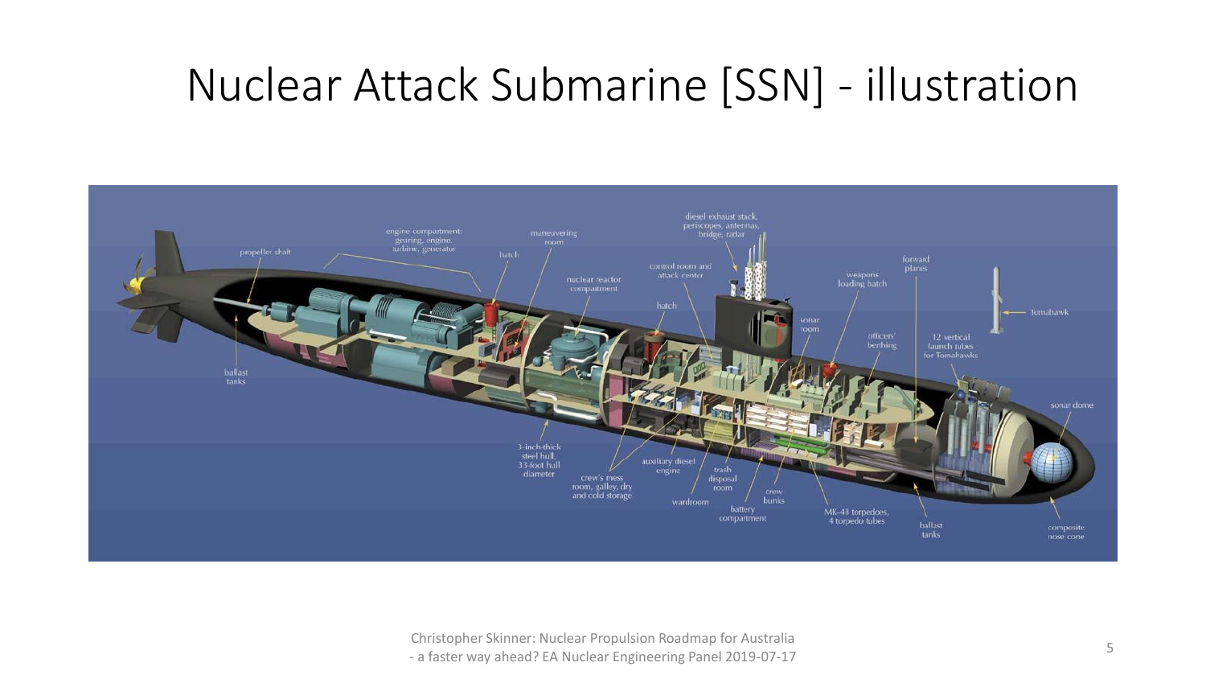# Nuclear Attack Submarine [SSN] - illustration

- propeller shaft
- engine compartment: gearing, engine, turbine, generator
- maneuvering room
- hatch
- nuclear reactor compartment
- control room and attack center
- diesel exhaust stack, periscopes, antennas, bridge, radar
- hatch
- sonar room
- weapons loading hatch
- officers' berthing
- forward planes
- 12 vertical launch tubes for Tomahawks
- Tomahawk
- sonar dome
- composite nose cone
- ballast tanks
- MK-48 torpedoes, 4 torpedo tubes
- crew bunks
- battery compartment
- trash disposal room
- wardroom
- auxiliary diesel engine
- crew's mess room, galley, dry and cold storage
- 3-inch-thick steel hull, 33-foot hull diameter
- ballast tanks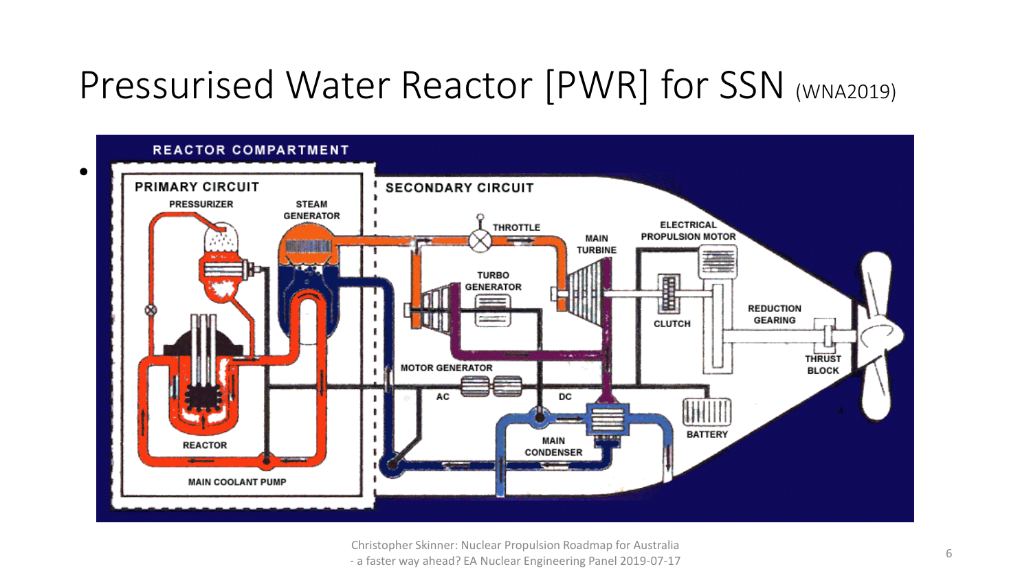# Pressurised Water Reactor [PWR] for SSN (WNA2019)

- REACTOR COMPARTMENT

  PRIMARY CIRCUIT

  PRESSURIZER

  STEAM GENERATOR

  REACTOR

  MAIN COOLANT PUMP

  SECONDARY CIRCUIT

  THROTTLE

  MAIN TURBINE

  TURBO GENERATOR

  ELECTRICAL PROPULSION MOTOR

  CLUTCH

  REDUCTION GEARING

  THRUST BLOCK

  MOTOR GENERATOR

  AC

  DC

  MAIN CONDENSER

  BATTERY

Christopher Skinner: Nuclear Propulsion Roadmap for Australia - a faster way ahead? EA Nuclear Engineering Panel 2019-07-17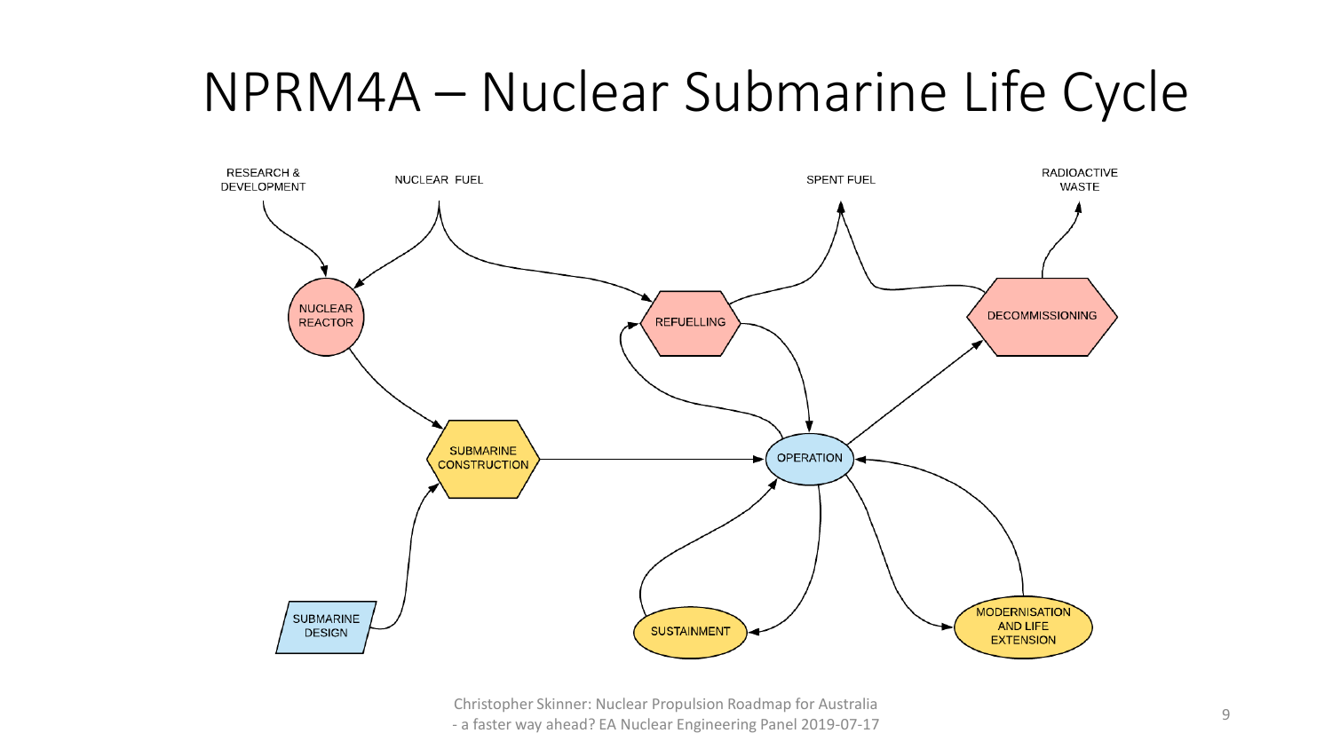# NPRM4A – Nuclear Submarine Life Cycle

RESEARCH & DEVELOPMENT

NUCLEAR FUEL

SPENT FUEL

RADIOACTIVE WASTE

NUCLEAR REACTOR

REFUELLING

DECOMMISSIONING

SUBMARINE CONSTRUCTION

OPERATION

SUBMARINE DESIGN

SUSTAINMENT

MODERNISATION AND LIFE EXTENSION

Christopher Skinner: Nuclear Propulsion Roadmap for Australia - a faster way ahead? EA Nuclear Engineering Panel 2019-07-17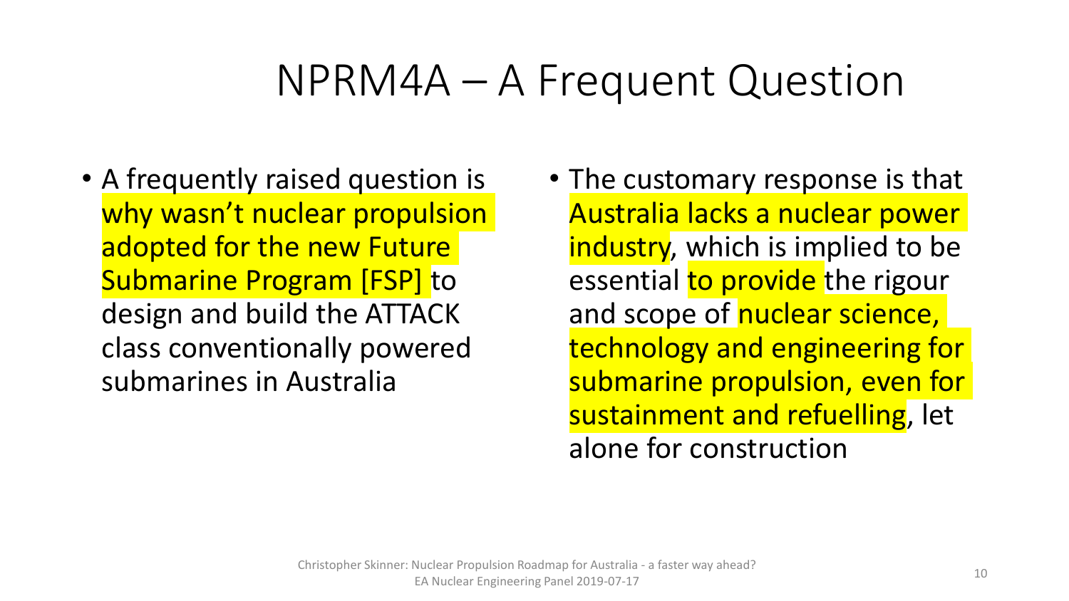# NPRM4A – A Frequent Question

- A frequently raised question is why wasn't nuclear propulsion adopted for the new Future Submarine Program [FSP] to design and build the ATTACK class conventionally powered submarines in Australia

- The customary response is that Australia lacks a nuclear power industry, which is implied to be essential to provide the rigour and scope of nuclear science, technology and engineering for submarine propulsion, even for sustainment and refuelling, let alone for construction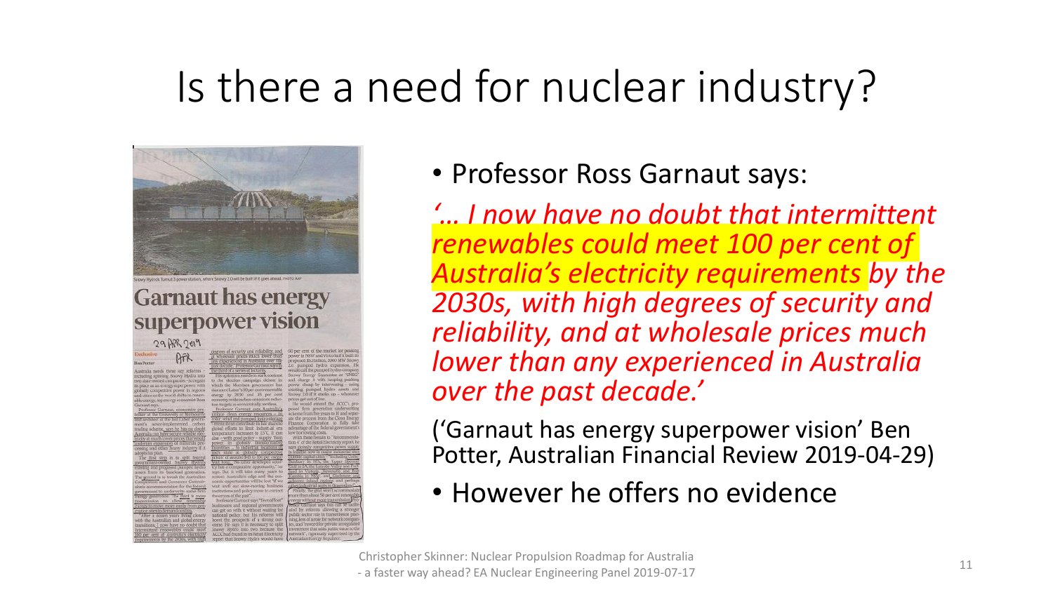# Is there a need for nuclear industry?

- Professor Ross Garnaut says:

*'… I now have no doubt that intermittent renewables could meet 100 per cent of Australia's electricity requirements by the 2030s, with high degrees of security and reliability, and at wholesale prices much lower than any experienced in Australia over the past decade.'*

('Garnaut has energy superpower vision' Ben Potter, Australian Financial Review 2019-04-29)

- However he offers no evidence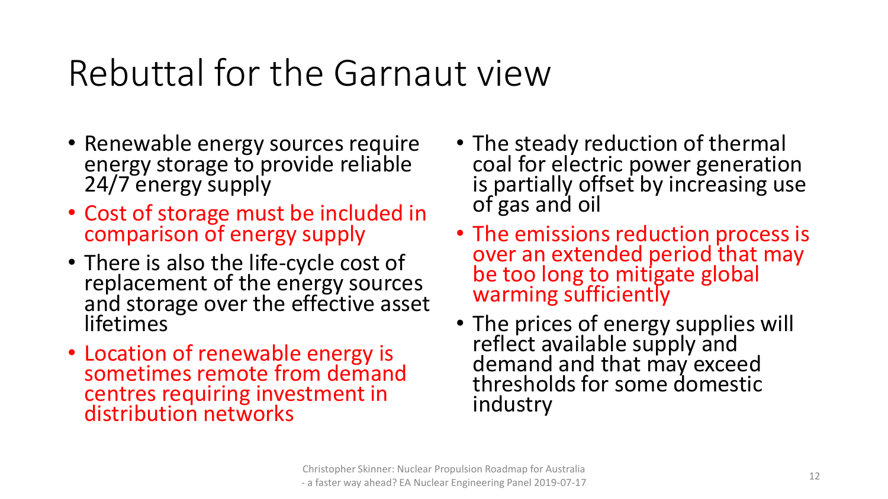# Rebuttal for the Garnaut view

- Renewable energy sources require energy storage to provide reliable 24/7 energy supply
- Cost of storage must be included in comparison of energy supply
- There is also the life-cycle cost of replacement of the energy sources and storage over the effective asset lifetimes
- Location of renewable energy is sometimes remote from demand centres requiring investment in distribution networks
- The steady reduction of thermal coal for electric power generation is partially offset by increasing use of gas and oil
- The emissions reduction process is over an extended period that may be too long to mitigate global warming sufficiently
- The prices of energy supplies will reflect available supply and demand and that may exceed thresholds for some domestic industry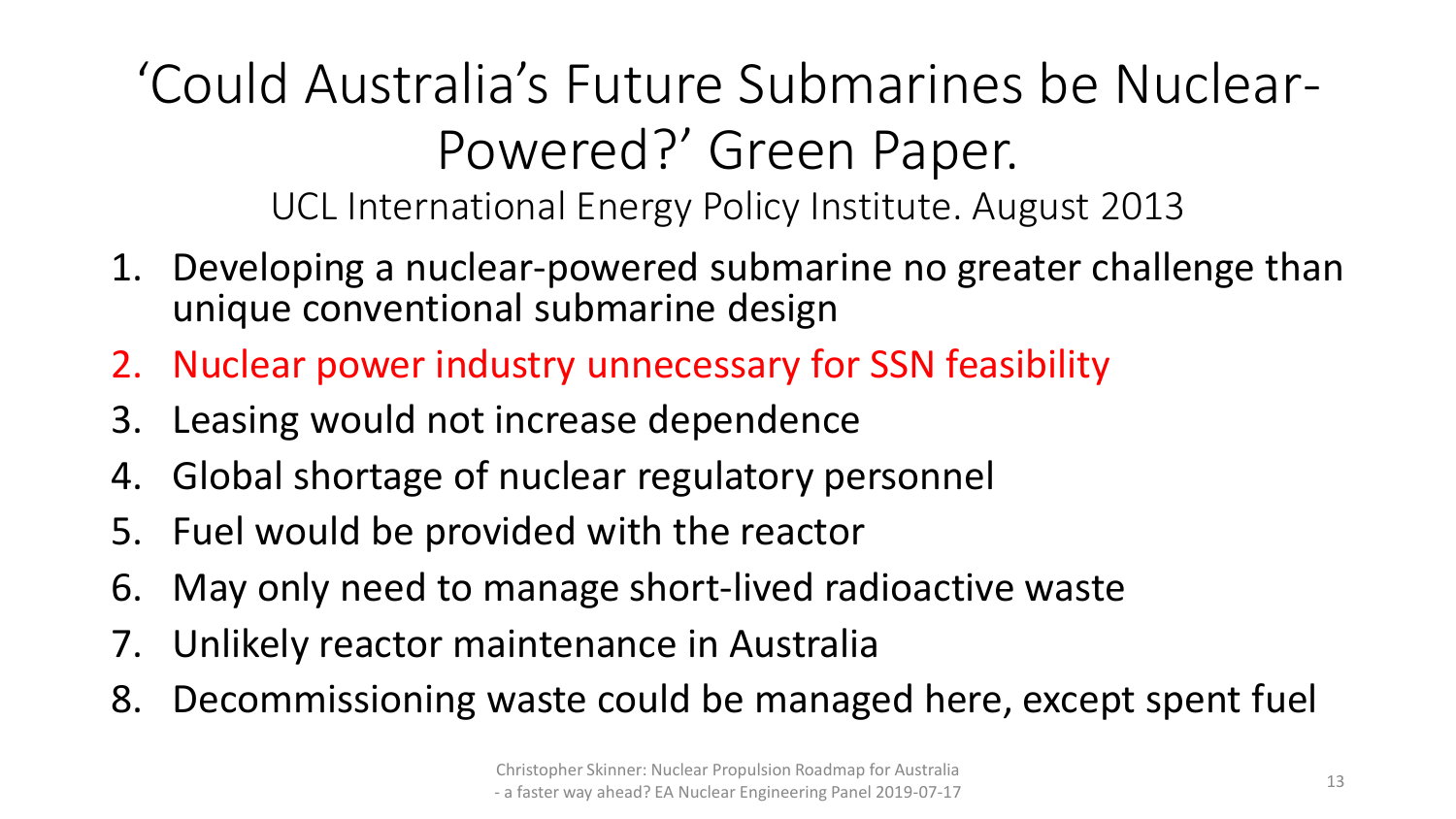# 'Could Australia's Future Submarines be Nuclear-Powered?' Green Paper.

UCL International Energy Policy Institute. August 2013

1. Developing a nuclear-powered submarine no greater challenge than unique conventional submarine design
2. Nuclear power industry unnecessary for SSN feasibility
3. Leasing would not increase dependence
4. Global shortage of nuclear regulatory personnel
5. Fuel would be provided with the reactor
6. May only need to manage short-lived radioactive waste
7. Unlikely reactor maintenance in Australia
8. Decommissioning waste could be managed here, except spent fuel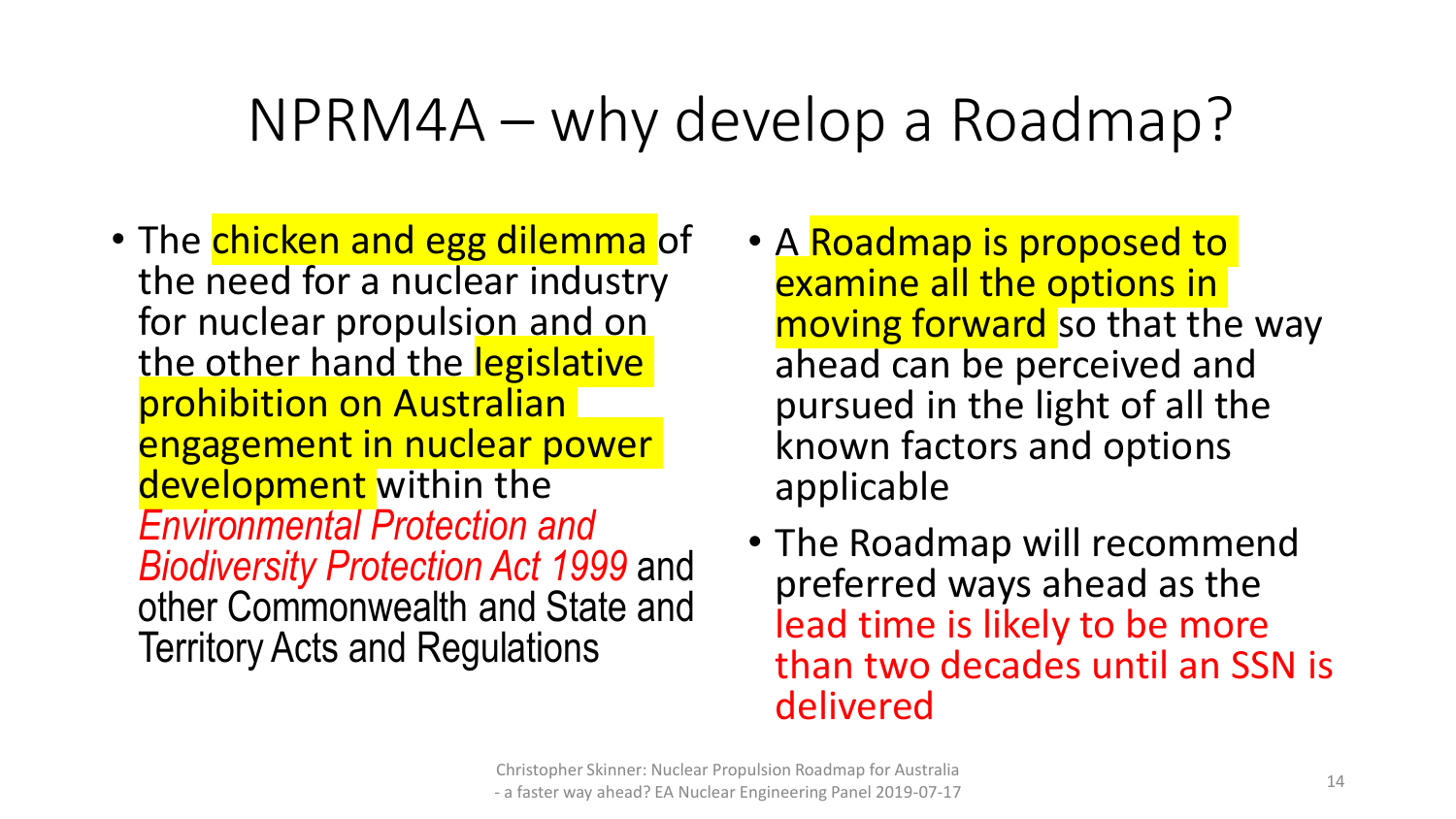# NPRM4A – why develop a Roadmap?

- The chicken and egg dilemma of the need for a nuclear industry for nuclear propulsion and on the other hand the legislative prohibition on Australian engagement in nuclear power development within the *Environmental Protection and Biodiversity Protection Act 1999* and other Commonwealth and State and Territory Acts and Regulations
- A Roadmap is proposed to examine all the options in moving forward so that the way ahead can be perceived and pursued in the light of all the known factors and options applicable
- The Roadmap will recommend preferred ways ahead as the lead time is likely to be more than two decades until an SSN is delivered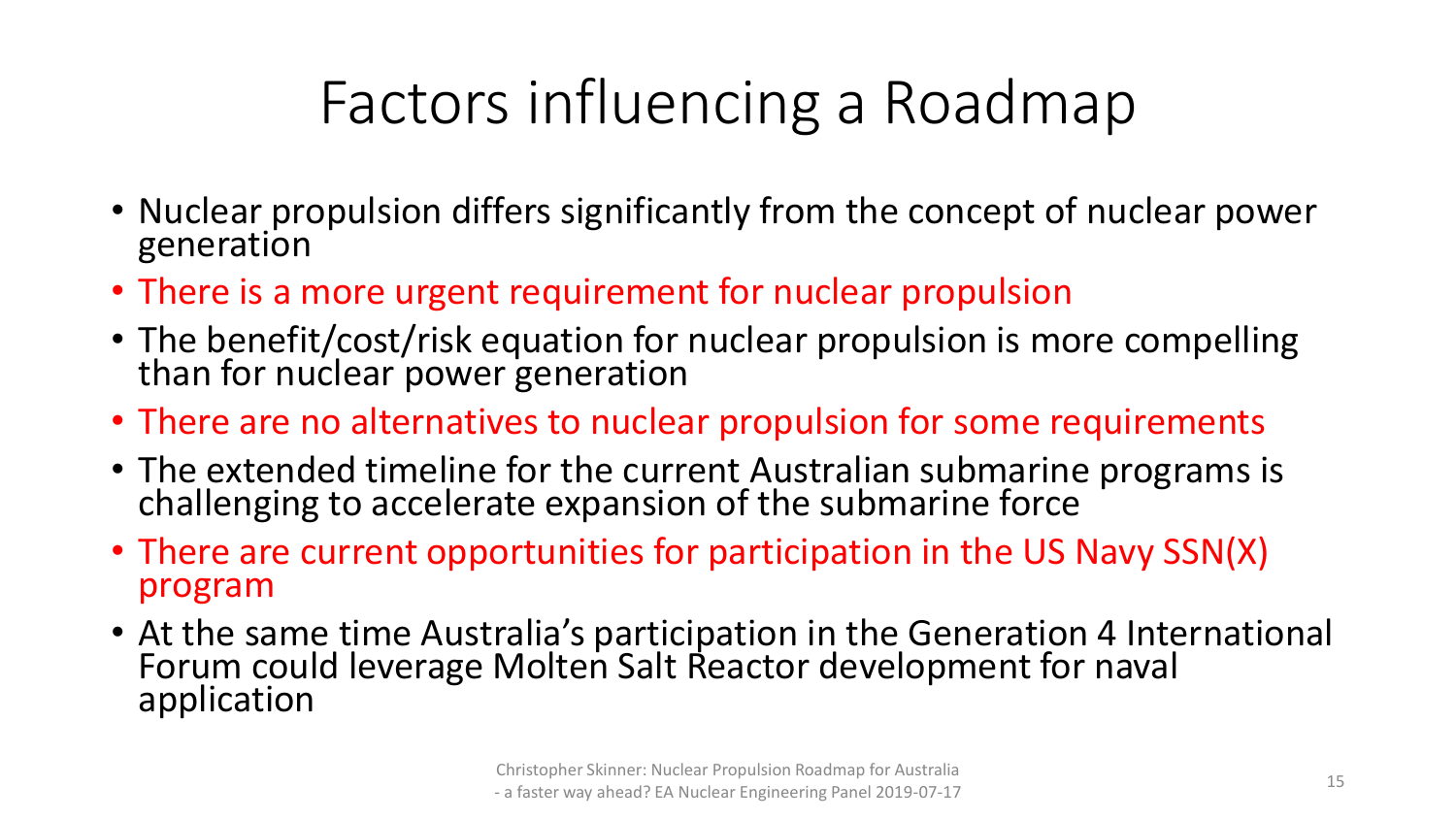# Factors influencing a Roadmap

- Nuclear propulsion differs significantly from the concept of nuclear power generation
- There is a more urgent requirement for nuclear propulsion
- The benefit/cost/risk equation for nuclear propulsion is more compelling than for nuclear power generation
- There are no alternatives to nuclear propulsion for some requirements
- The extended timeline for the current Australian submarine programs is challenging to accelerate expansion of the submarine force
- There are current opportunities for participation in the US Navy SSN(X) program
- At the same time Australia's participation in the Generation 4 International Forum could leverage Molten Salt Reactor development for naval application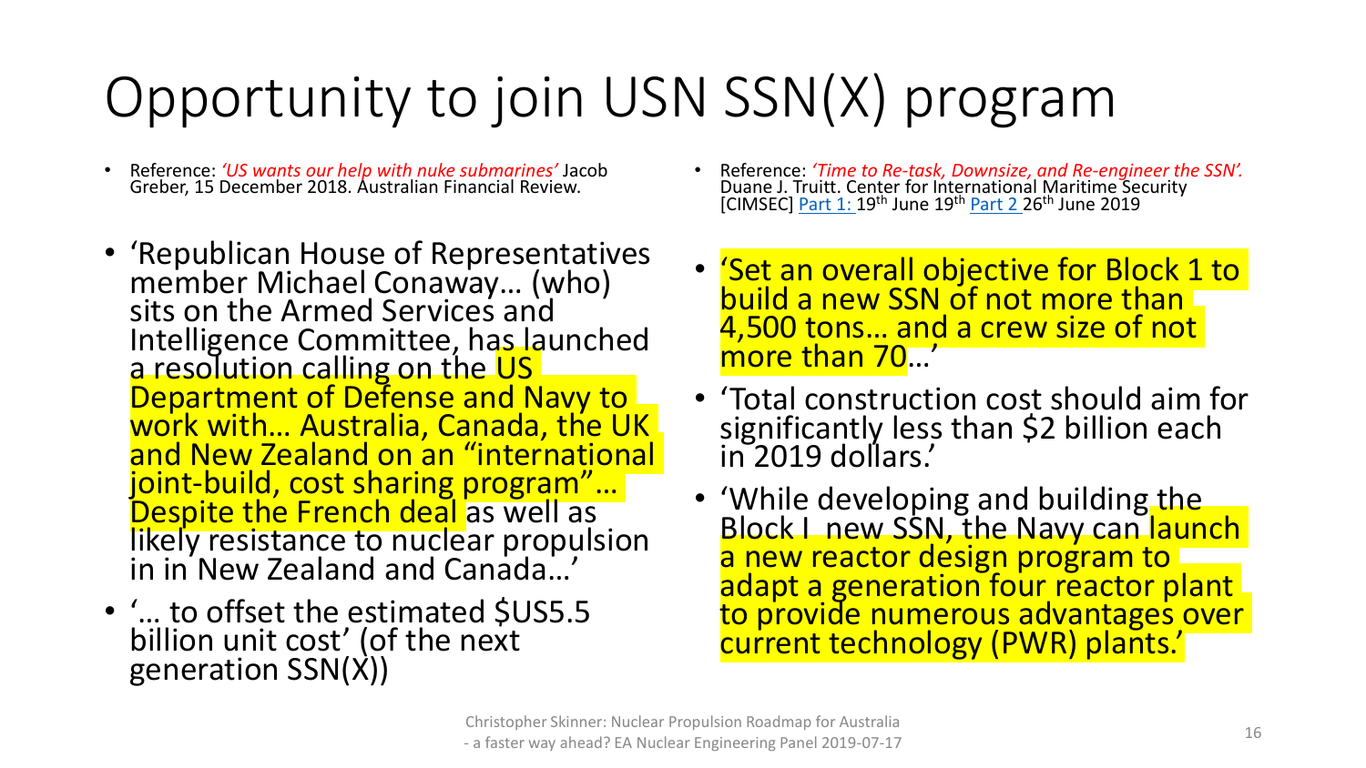# Opportunity to join USN SSN(X) program

- Reference: *'US wants our help with nuke submarines'* Jacob Greber, 15 December 2018. Australian Financial Review.

- 'Republican House of Representatives member Michael Conaway… (who) sits on the Armed Services and Intelligence Committee, has launched a resolution calling on the US Department of Defense and Navy to work with… Australia, Canada, the UK and New Zealand on an "international joint-build, cost sharing program"… Despite the French deal as well as likely resistance to nuclear propulsion in in New Zealand and Canada…'
- '… to offset the estimated $US5.5 billion unit cost' (of the next generation SSN(X))

- Reference: *'Time to Re-task, Downsize, and Re-engineer the SSN'.* Duane J. Truitt. Center for International Maritime Security [CIMSEC] Part 1: 19th June 19th Part 2 26th June 2019

- 'Set an overall objective for Block 1 to build a new SSN of not more than 4,500 tons… and a crew size of not more than 70…'
- 'Total construction cost should aim for significantly less than $2 billion each in 2019 dollars.'
- 'While developing and building the Block I new SSN, the Navy can launch a new reactor design program to adapt a generation four reactor plant to provide numerous advantages over current technology (PWR) plants.'

Christopher Skinner: Nuclear Propulsion Roadmap for Australia - a faster way ahead? EA Nuclear Engineering Panel 2019-07-17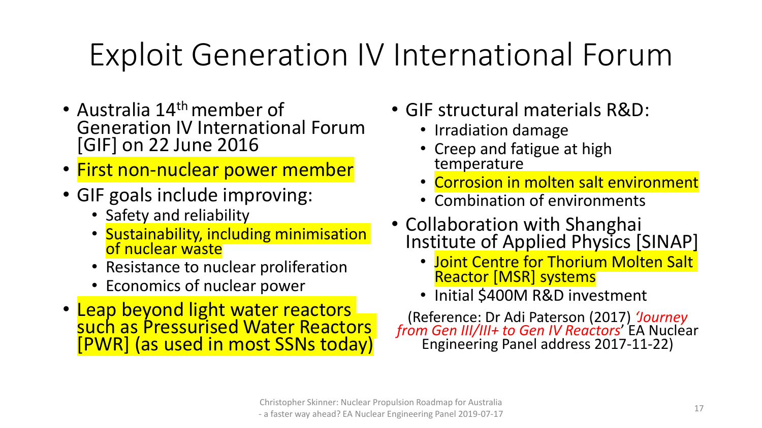# Exploit Generation IV International Forum

- Australia 14th member of Generation IV International Forum [GIF] on 22 June 2016
- First non-nuclear power member
- GIF goals include improving:
  - Safety and reliability
  - Sustainability, including minimisation of nuclear waste
  - Resistance to nuclear proliferation
  - Economics of nuclear power
- Leap beyond light water reactors such as Pressurised Water Reactors [PWR] (as used in most SSNs today)

- GIF structural materials R&D:
  - Irradiation damage
  - Creep and fatigue at high temperature
  - Corrosion in molten salt environment
  - Combination of environments
- Collaboration with Shanghai Institute of Applied Physics [SINAP]
  - Joint Centre for Thorium Molten Salt Reactor [MSR] systems
  - Initial $400M R&D investment

(Reference: Dr Adi Paterson (2017) *'Journey from Gen III/III+ to Gen IV Reactors'* EA Nuclear Engineering Panel address 2017-11-22)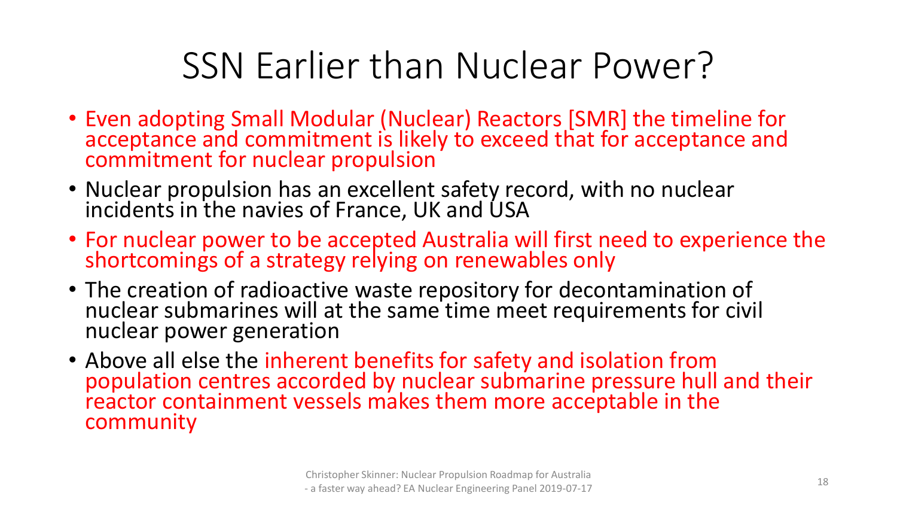# SSN Earlier than Nuclear Power?

- Even adopting Small Modular (Nuclear) Reactors [SMR] the timeline for acceptance and commitment is likely to exceed that for acceptance and commitment for nuclear propulsion
- Nuclear propulsion has an excellent safety record, with no nuclear incidents in the navies of France, UK and USA
- For nuclear power to be accepted Australia will first need to experience the shortcomings of a strategy relying on renewables only
- The creation of radioactive waste repository for decontamination of nuclear submarines will at the same time meet requirements for civil nuclear power generation
- Above all else the inherent benefits for safety and isolation from population centres accorded by nuclear submarine pressure hull and their reactor containment vessels makes them more acceptable in the community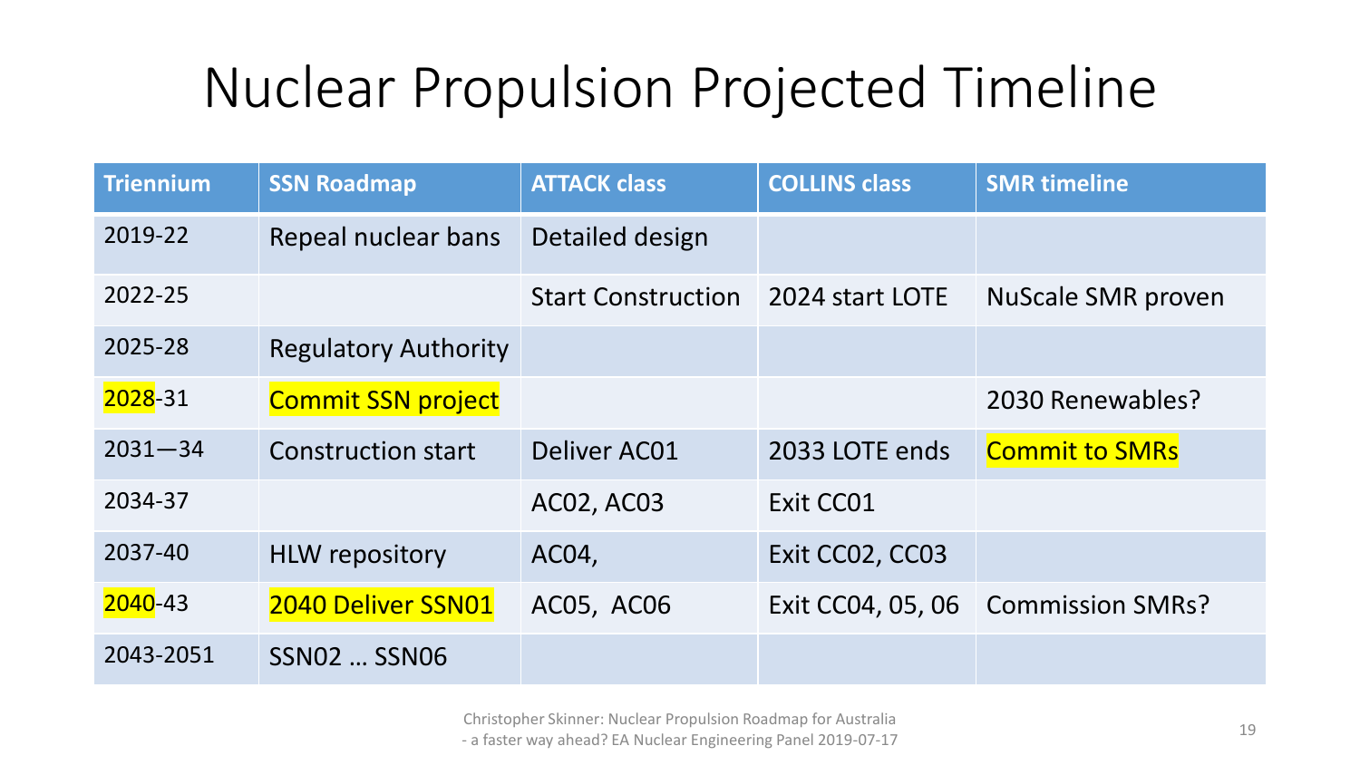# Nuclear Propulsion Projected Timeline

| Triennium | SSN Roadmap | ATTACK class | COLLINS class | SMR timeline |
|---|---|---|---|---|
| 2019-22 | Repeal nuclear bans | Detailed design | | |
| 2022-25 | | Start Construction | 2024 start LOTE | NuScale SMR proven |
| 2025-28 | Regulatory Authority | | | |
| 2028-31 | Commit SSN project | | | 2030 Renewables? |
| 2031—34 | Construction start | Deliver AC01 | 2033 LOTE ends | Commit to SMRs |
| 2034-37 | | AC02, AC03 | Exit CC01 | |
| 2037-40 | HLW repository | AC04, | Exit CC02, CC03 | |
| 2040-43 | 2040 Deliver SSN01 | AC05, AC06 | Exit CC04, 05, 06 | Commission SMRs? |
| 2043-2051 | SSN02 … SSN06 | | | |

Christopher Skinner: Nuclear Propulsion Roadmap for Australia - a faster way ahead? EA Nuclear Engineering Panel 2019-07-17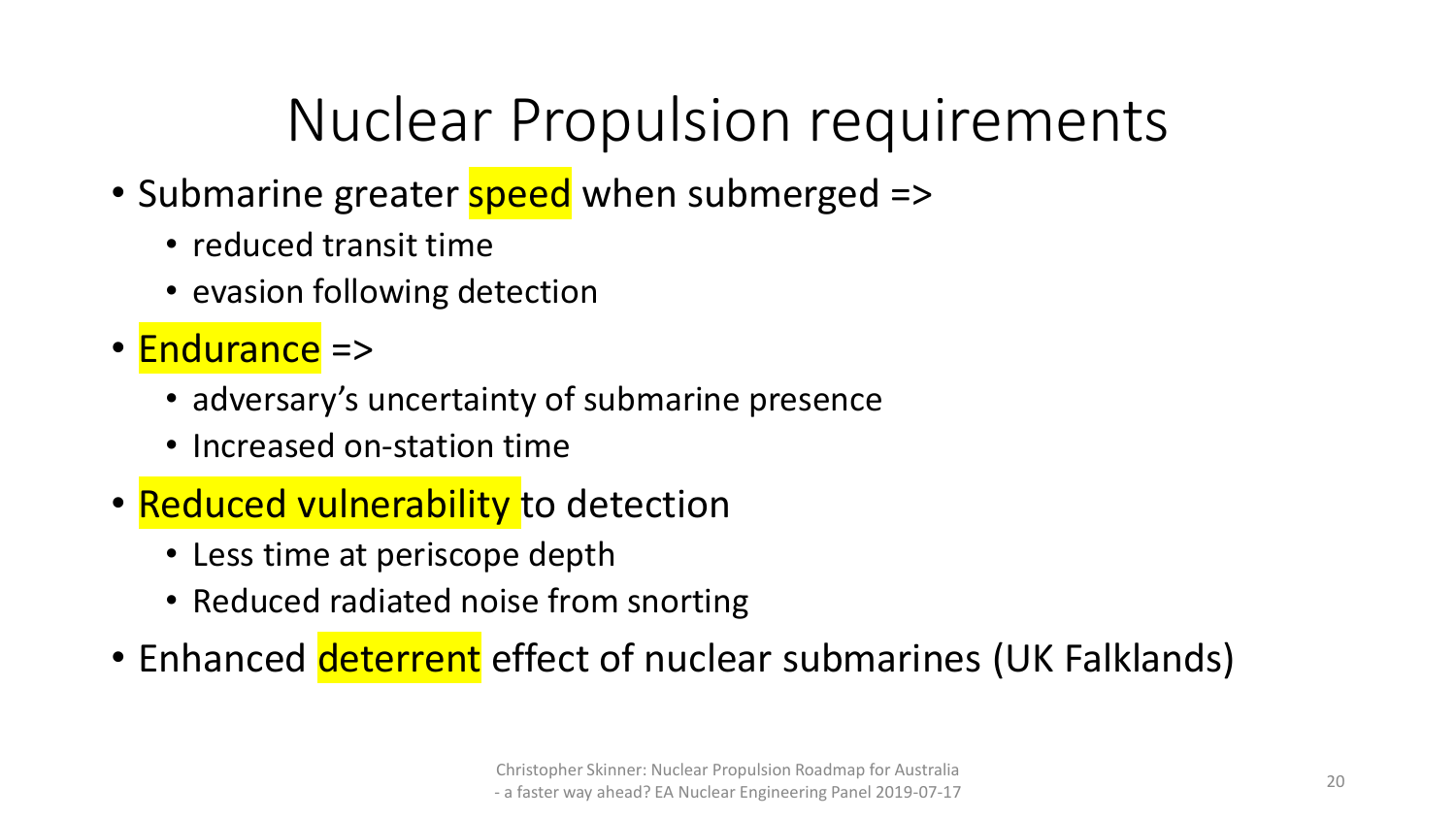# Nuclear Propulsion requirements

- Submarine greater speed when submerged =>
  - reduced transit time
  - evasion following detection
- Endurance =>
  - adversary's uncertainty of submarine presence
  - Increased on-station time
- Reduced vulnerability to detection
  - Less time at periscope depth
  - Reduced radiated noise from snorting
- Enhanced deterrent effect of nuclear submarines (UK Falklands)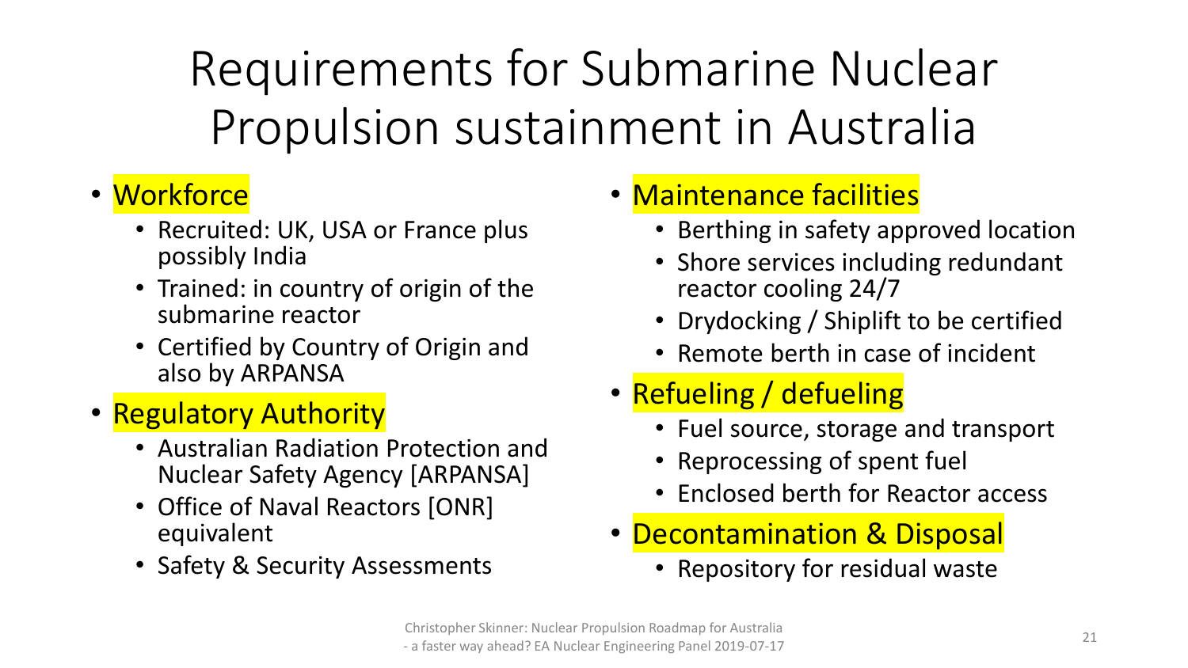# Requirements for Submarine Nuclear Propulsion sustainment in Australia

- Workforce
  - Recruited: UK, USA or France plus possibly India
  - Trained: in country of origin of the submarine reactor
  - Certified by Country of Origin and also by ARPANSA
- Regulatory Authority
  - Australian Radiation Protection and Nuclear Safety Agency [ARPANSA]
  - Office of Naval Reactors [ONR] equivalent
  - Safety & Security Assessments
- Maintenance facilities
  - Berthing in safety approved location
  - Shore services including redundant reactor cooling 24/7
  - Drydocking / Shiplift to be certified
  - Remote berth in case of incident
- Refueling / defueling
  - Fuel source, storage and transport
  - Reprocessing of spent fuel
  - Enclosed berth for Reactor access
- Decontamination & Disposal
  - Repository for residual waste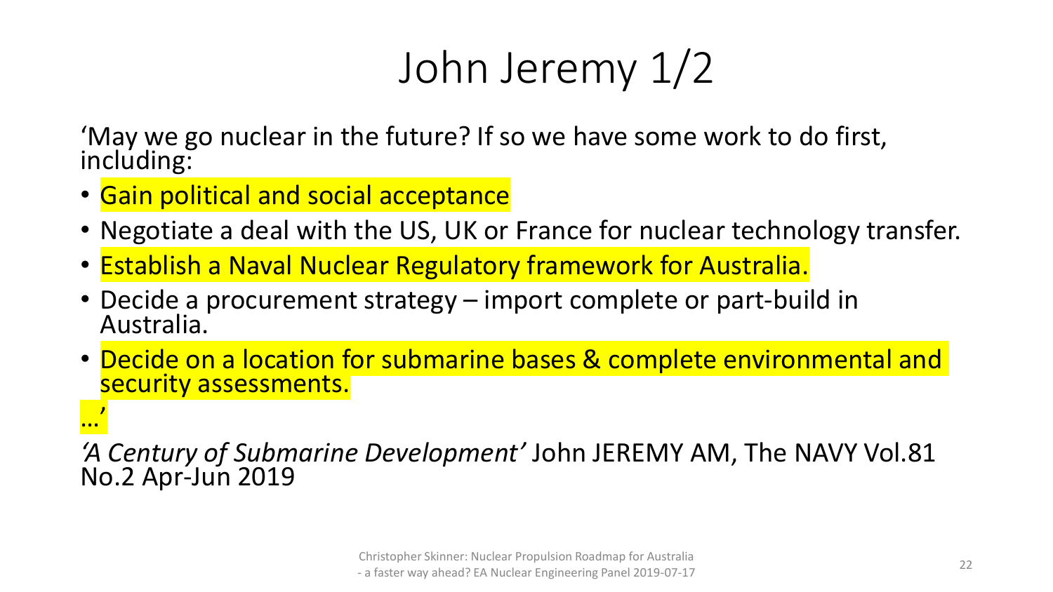# John Jeremy 1/2

'May we go nuclear in the future? If so we have some work to do first, including:

- Gain political and social acceptance
- Negotiate a deal with the US, UK or France for nuclear technology transfer.
- Establish a Naval Nuclear Regulatory framework for Australia.
- Decide a procurement strategy – import complete or part-build in Australia.
- Decide on a location for submarine bases & complete environmental and security assessments.

…'

*'A Century of Submarine Development'* John JEREMY AM, The NAVY Vol.81 No.2 Apr-Jun 2019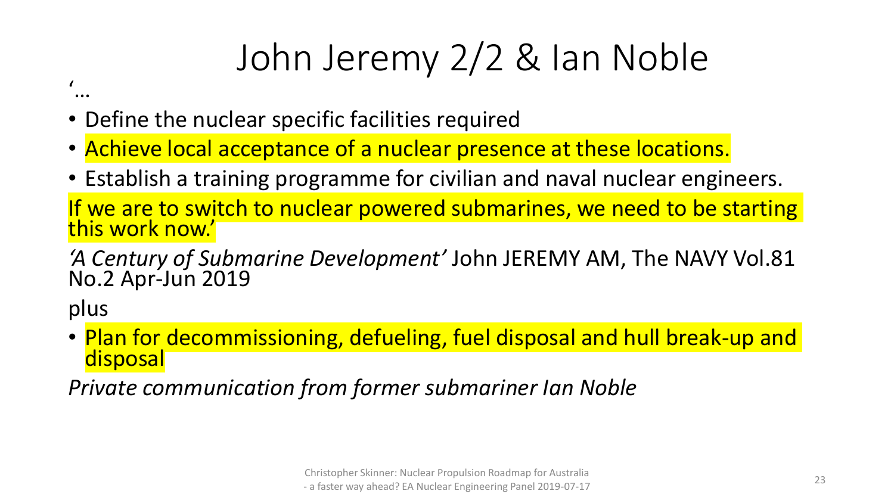# John Jeremy 2/2 & Ian Noble

'…

- Define the nuclear specific facilities required
- Achieve local acceptance of a nuclear presence at these locations.
- Establish a training programme for civilian and naval nuclear engineers.

If we are to switch to nuclear powered submarines, we need to be starting this work now.'

*'A Century of Submarine Development'* John JEREMY AM, The NAVY Vol.81 No.2 Apr-Jun 2019

plus

- Plan for decommissioning, defueling, fuel disposal and hull break-up and disposal

*Private communication from former submariner Ian Noble*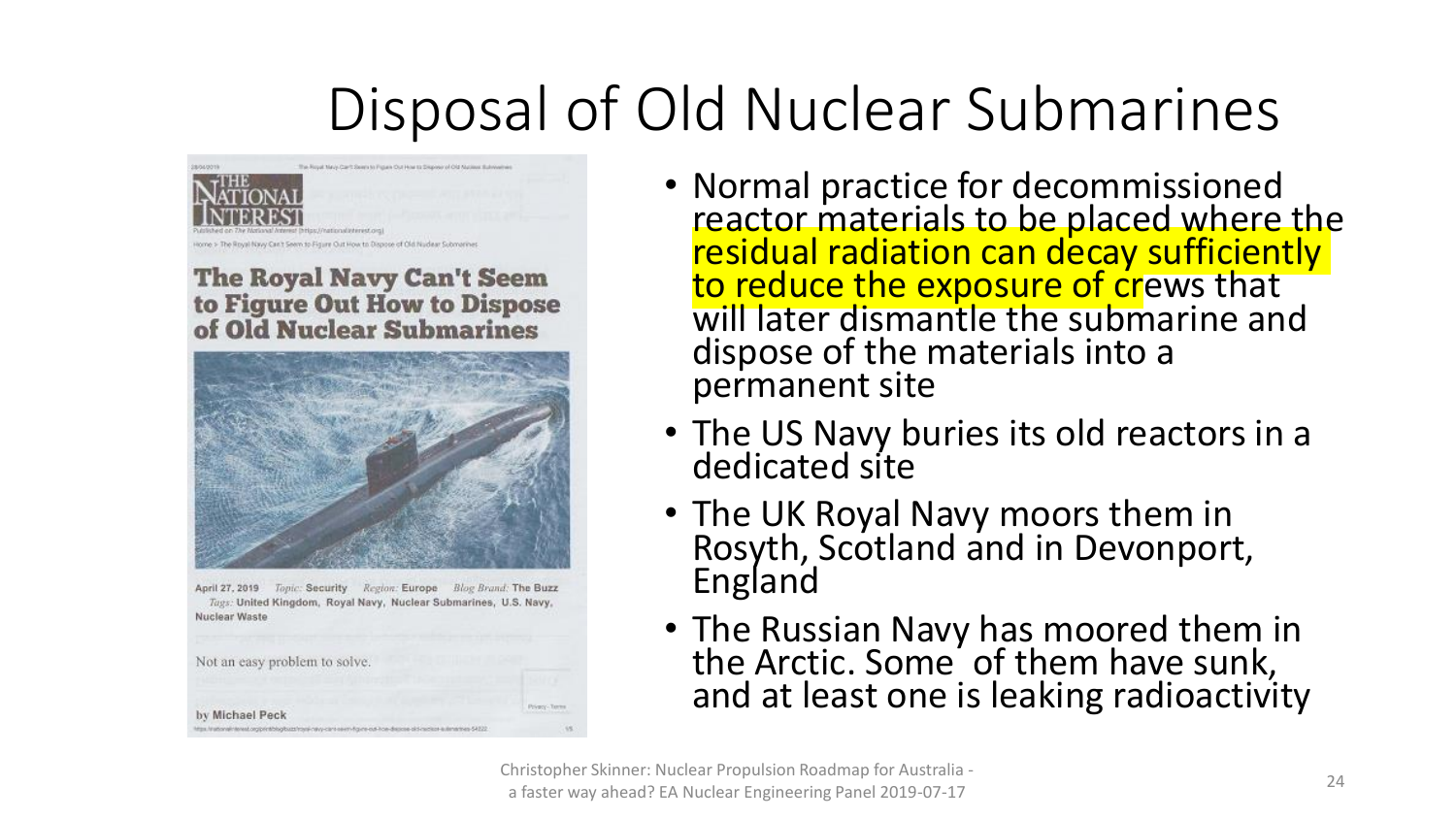# Disposal of Old Nuclear Submarines

THE NATIONAL INTEREST

**The Royal Navy Can't Seem to Figure Out How to Dispose of Old Nuclear Submarines**

April 27, 2019 *Topic:* **Security** *Region:* **Europe** *Blog Brand:* **The Buzz**
*Tags:* **United Kingdom, Royal Navy, Nuclear Submarines, U.S. Navy, Nuclear Waste**

Not an easy problem to solve.

**by Michael Peck**

- Normal practice for decommissioned reactor materials to be placed where the residual radiation can decay sufficiently to reduce the exposure of crews that will later dismantle the submarine and dispose of the materials into a permanent site
- The US Navy buries its old reactors in a dedicated site
- The UK Royal Navy moors them in Rosyth, Scotland and in Devonport, England
- The Russian Navy has moored them in the Arctic. Some of them have sunk, and at least one is leaking radioactivity

Christopher Skinner: Nuclear Propulsion Roadmap for Australia - a faster way ahead? EA Nuclear Engineering Panel 2019-07-17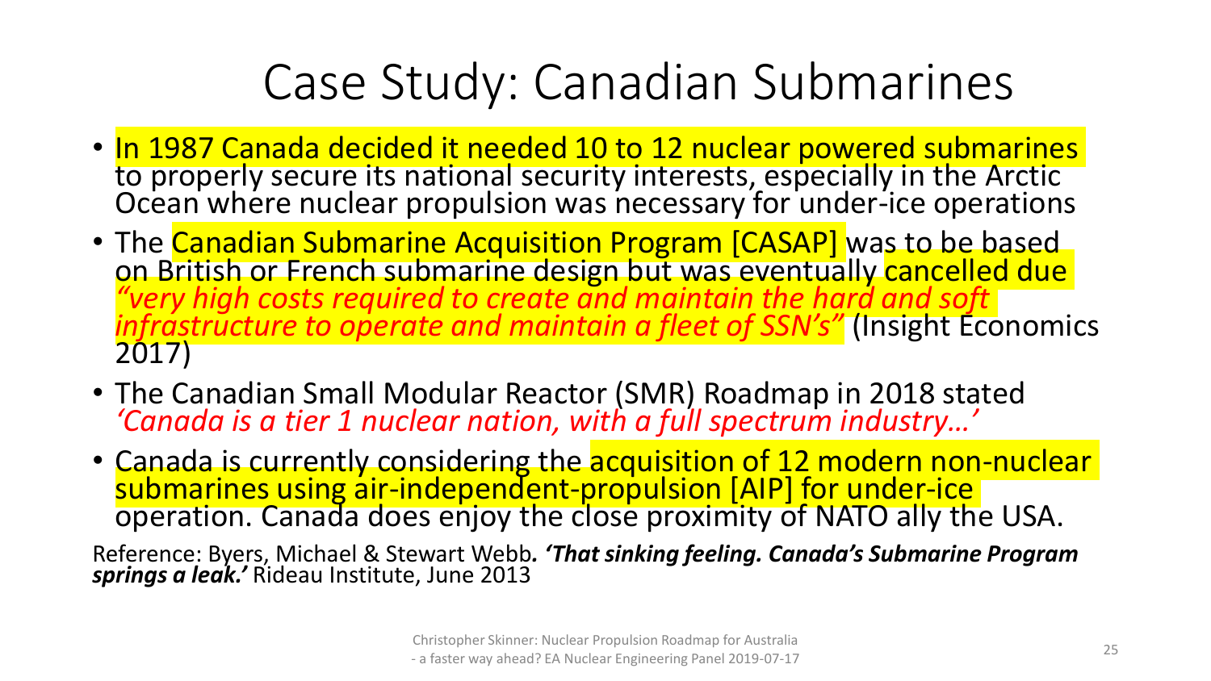# Case Study: Canadian Submarines

- In 1987 Canada decided it needed 10 to 12 nuclear powered submarines to properly secure its national security interests, especially in the Arctic Ocean where nuclear propulsion was necessary for under-ice operations
- The Canadian Submarine Acquisition Program [CASAP] was to be based on British or French submarine design but was eventually cancelled due *"very high costs required to create and maintain the hard and soft infrastructure to operate and maintain a fleet of SSN's"* (Insight Economics 2017)
- The Canadian Small Modular Reactor (SMR) Roadmap in 2018 stated *'Canada is a tier 1 nuclear nation, with a full spectrum industry…'*
- Canada is currently considering the acquisition of 12 modern non-nuclear submarines using air-independent-propulsion [AIP] for under-ice operation. Canada does enjoy the close proximity of NATO ally the USA.

Reference: Byers, Michael & Stewart Webb***. 'That sinking feeling. Canada's Submarine Program springs a leak.'*** Rideau Institute, June 2013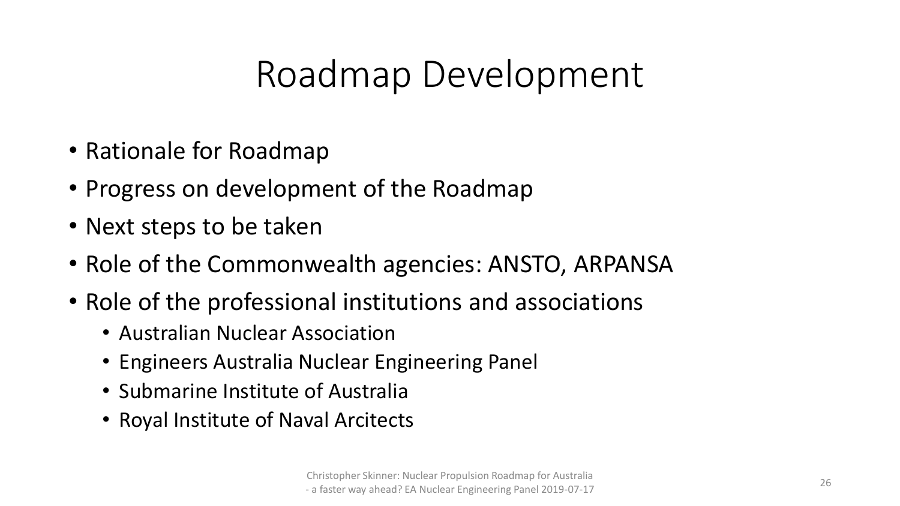# Roadmap Development

- Rationale for Roadmap
- Progress on development of the Roadmap
- Next steps to be taken
- Role of the Commonwealth agencies: ANSTO, ARPANSA
- Role of the professional institutions and associations
  - Australian Nuclear Association
  - Engineers Australia Nuclear Engineering Panel
  - Submarine Institute of Australia
  - Royal Institute of Naval Arcitects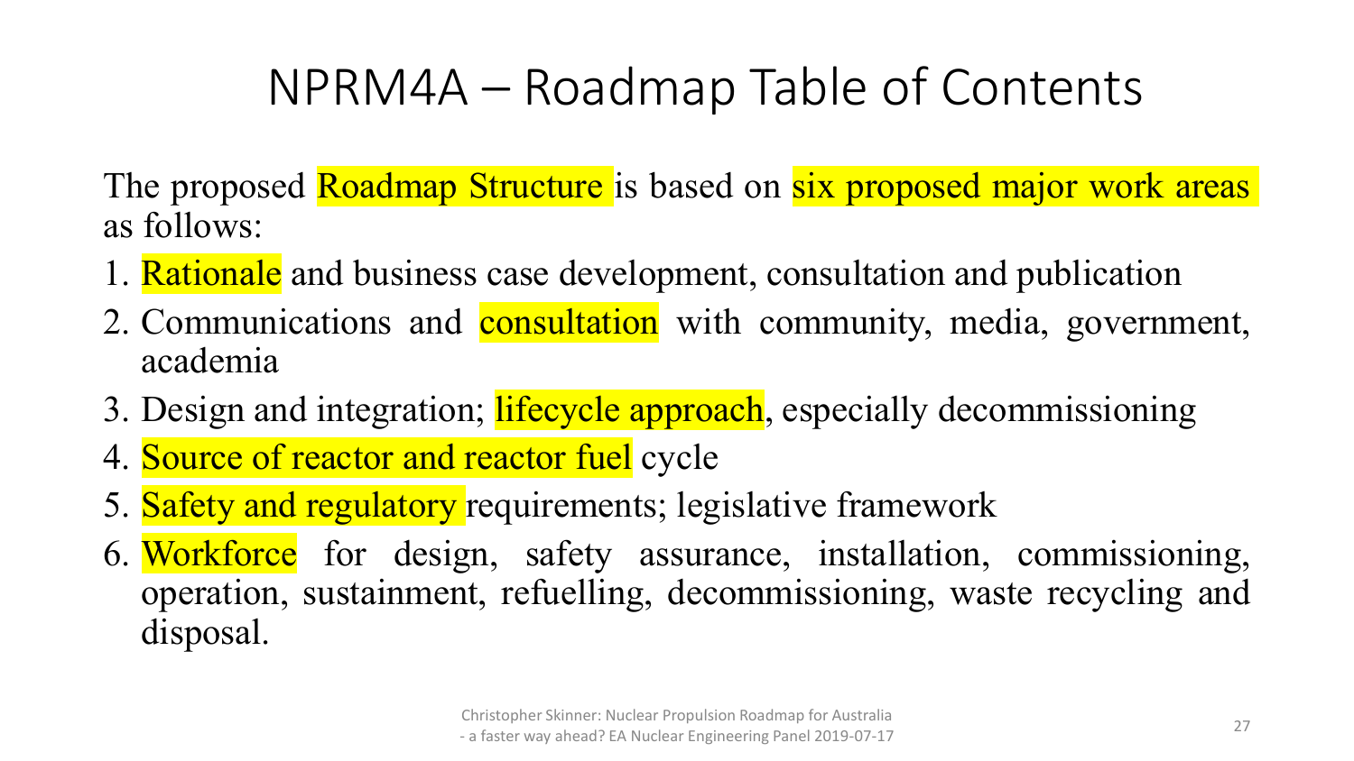# NPRM4A – Roadmap Table of Contents

The proposed Roadmap Structure is based on six proposed major work areas as follows:

1. Rationale and business case development, consultation and publication
2. Communications and consultation with community, media, government, academia
3. Design and integration; lifecycle approach, especially decommissioning
4. Source of reactor and reactor fuel cycle
5. Safety and regulatory requirements; legislative framework
6. Workforce for design, safety assurance, installation, commissioning, operation, sustainment, refuelling, decommissioning, waste recycling and disposal.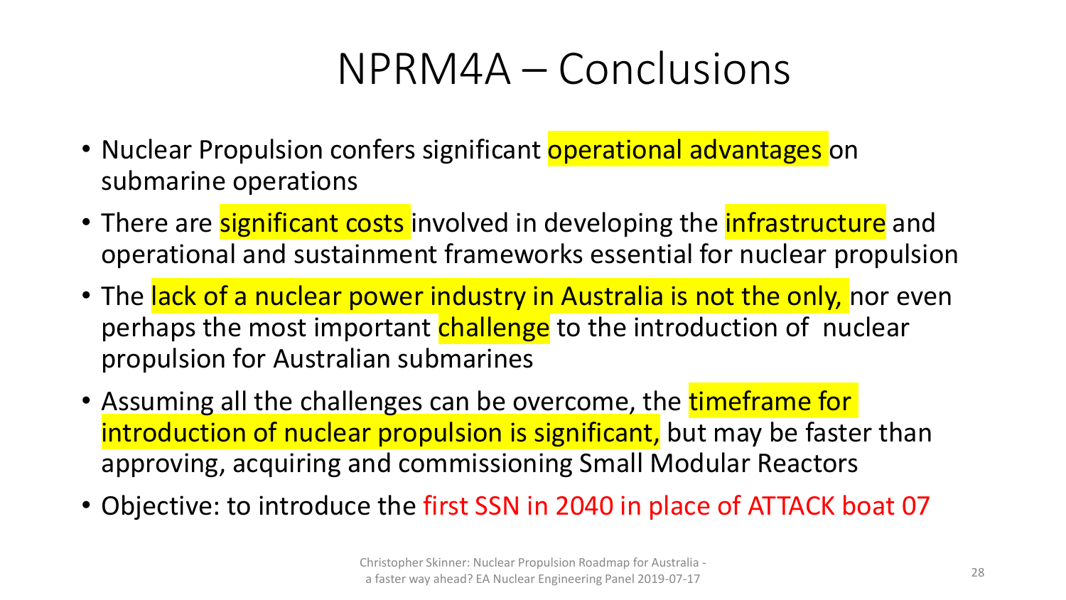# NPRM4A – Conclusions

- Nuclear Propulsion confers significant operational advantages on submarine operations
- There are significant costs involved in developing the infrastructure and operational and sustainment frameworks essential for nuclear propulsion
- The lack of a nuclear power industry in Australia is not the only, nor even perhaps the most important challenge to the introduction of nuclear propulsion for Australian submarines
- Assuming all the challenges can be overcome, the timeframe for introduction of nuclear propulsion is significant, but may be faster than approving, acquiring and commissioning Small Modular Reactors
- Objective: to introduce the first SSN in 2040 in place of ATTACK boat 07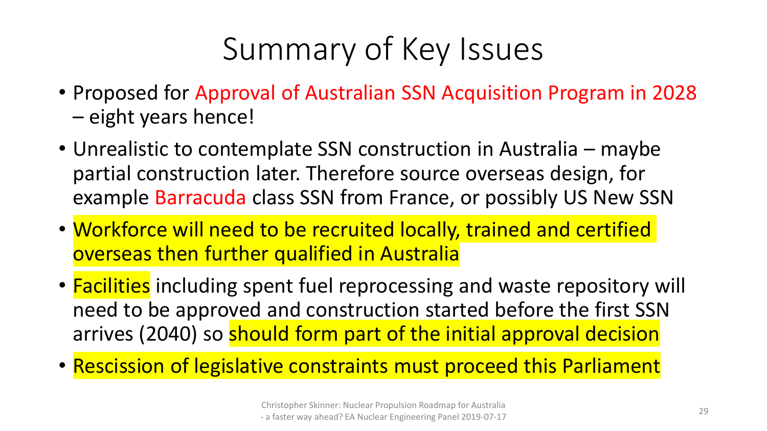# Summary of Key Issues

- Proposed for Approval of Australian SSN Acquisition Program in 2028 – eight years hence!
- Unrealistic to contemplate SSN construction in Australia – maybe partial construction later. Therefore source overseas design, for example Barracuda class SSN from France, or possibly US New SSN
- Workforce will need to be recruited locally, trained and certified overseas then further qualified in Australia
- Facilities including spent fuel reprocessing and waste repository will need to be approved and construction started before the first SSN arrives (2040) so should form part of the initial approval decision
- Rescission of legislative constraints must proceed this Parliament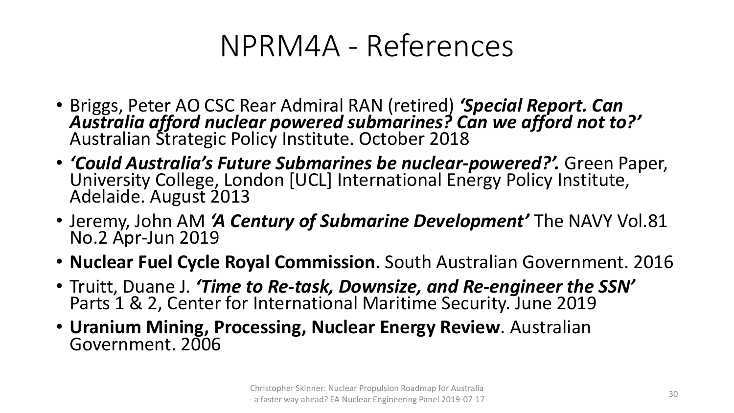# NPRM4A - References

- Briggs, Peter AO CSC Rear Admiral RAN (retired) ***'Special Report. Can Australia afford nuclear powered submarines? Can we afford not to?'*** Australian Strategic Policy Institute. October 2018
- ***'Could Australia's Future Submarines be nuclear-powered?'.*** Green Paper, University College, London [UCL] International Energy Policy Institute, Adelaide. August 2013
- Jeremy, John AM ***'A Century of Submarine Development'*** The NAVY Vol.81 No.2 Apr-Jun 2019
- **Nuclear Fuel Cycle Royal Commission**. South Australian Government. 2016
- Truitt, Duane J. ***'Time to Re-task, Downsize, and Re-engineer the SSN'*** Parts 1 & 2, Center for International Maritime Security. June 2019
- **Uranium Mining, Processing, Nuclear Energy Review**. Australian Government. 2006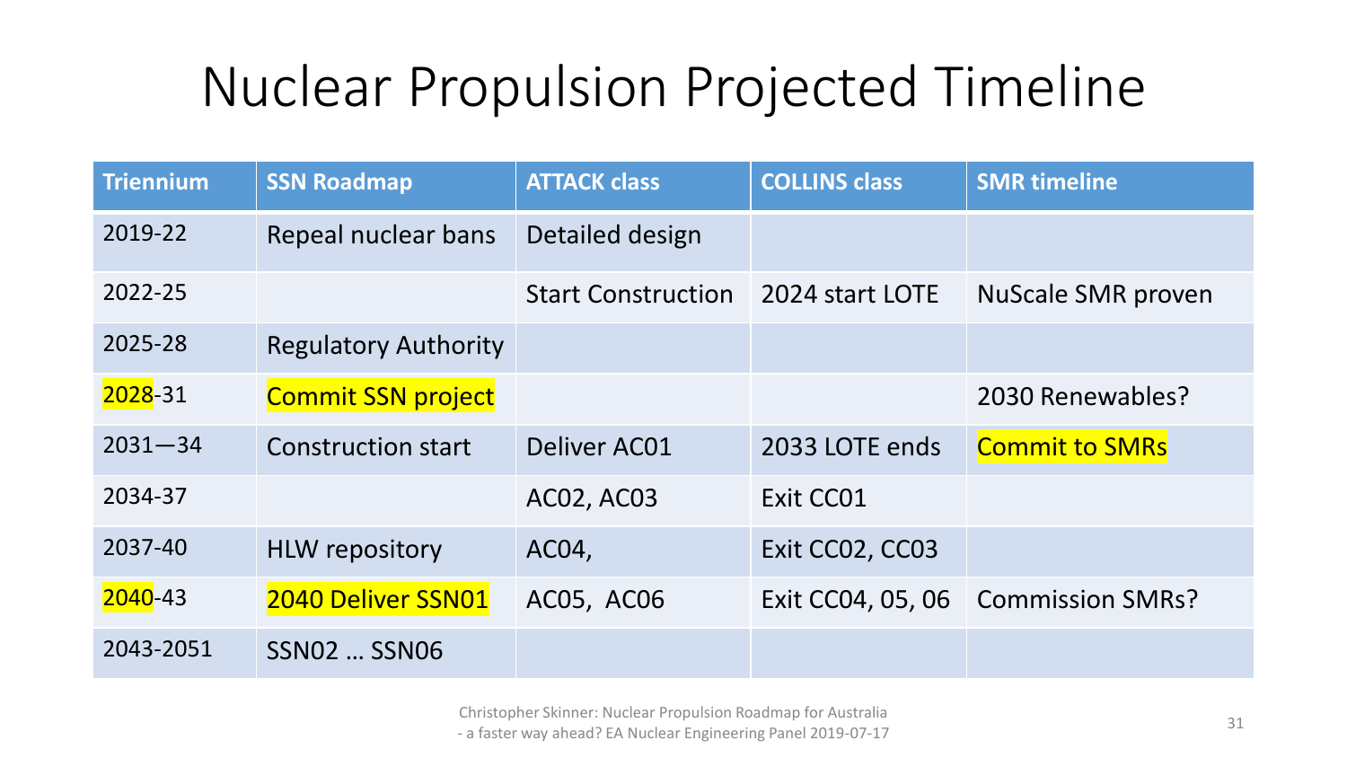# Nuclear Propulsion Projected Timeline

| Triennium | SSN Roadmap | ATTACK class | COLLINS class | SMR timeline |
|---|---|---|---|---|
| 2019-22 | Repeal nuclear bans | Detailed design | | |
| 2022-25 | | Start Construction | 2024 start LOTE | NuScale SMR proven |
| 2025-28 | Regulatory Authority | | | |
| 2028-31 | Commit SSN project | | | 2030 Renewables? |
| 2031—34 | Construction start | Deliver AC01 | 2033 LOTE ends | Commit to SMRs |
| 2034-37 | | AC02, AC03 | Exit CC01 | |
| 2037-40 | HLW repository | AC04, | Exit CC02, CC03 | |
| 2040-43 | 2040 Deliver SSN01 | AC05, AC06 | Exit CC04, 05, 06 | Commission SMRs? |
| 2043-2051 | SSN02 … SSN06 | | | |

Christopher Skinner: Nuclear Propulsion Roadmap for Australia
- a faster way ahead? EA Nuclear Engineering Panel 2019-07-17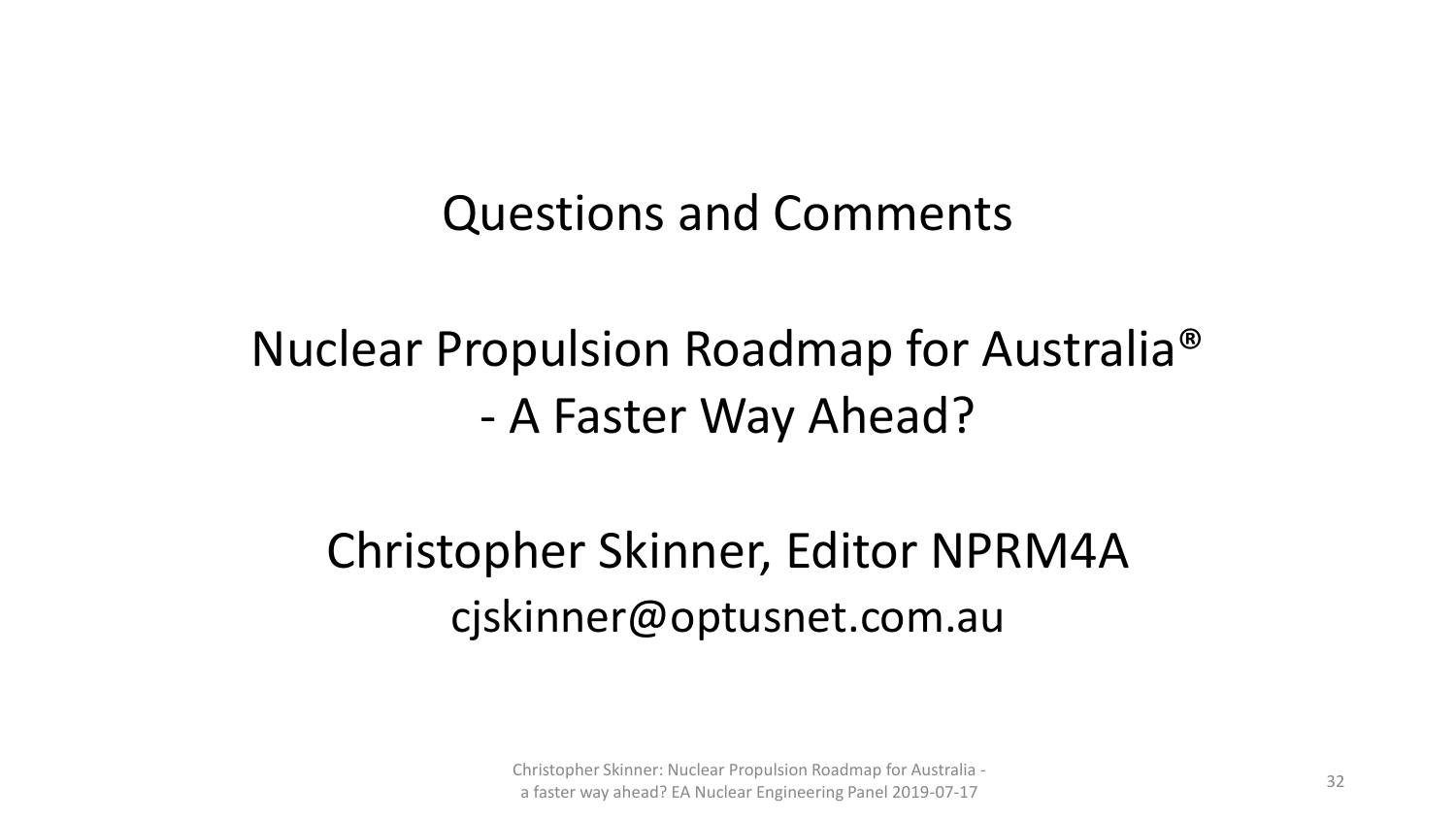# Questions and Comments

## Nuclear Propulsion Roadmap for Australia®
## - A Faster Way Ahead?

Christopher Skinner, Editor NPRM4A

cjskinner@optusnet.com.au